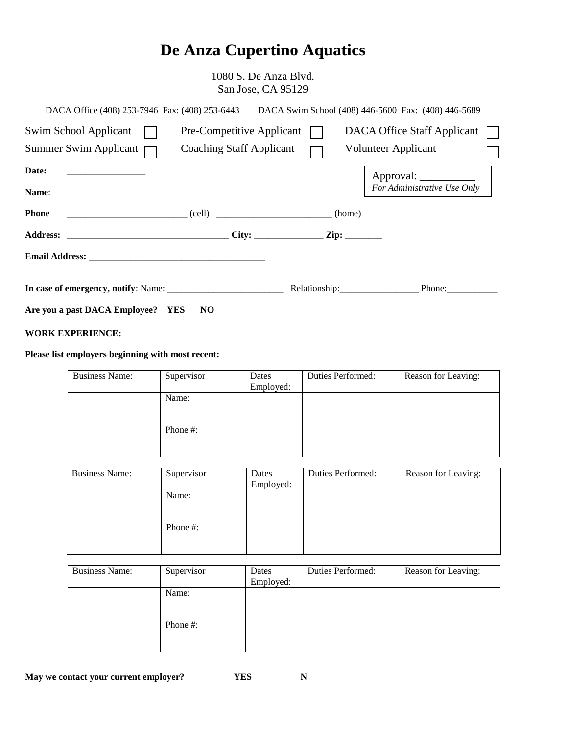# De Anza Cupertino Aquatics

1080 S. De Anza Blvd.
San Jose, CA 95129

DACA Office (408) 253-7946 Fax: (408) 253-6443 DACA Swim School (408) 446-5600 Fax: (408) 446-5689

Swim School Applicant ☐ Pre-Competitive Applicant ☐ DACA Office Staff Applicant ☐
Summer Swim Applicant ☐ Coaching Staff Applicant ☐ Volunteer Applicant ☐

**Date:** ________________

Approval: __________
*For Administrative Use Only*

**Name**: ___________________________________________________________

**Phone** _________________________ (cell) ________________________ (home)

**Address:** __________________________________ **City:** ______________ **Zip:** ________

**Email Address:** _____________________________________

**In case of emergency, notify**: Name: _________________________ Relationship:_________________ Phone:___________

**Are you a past DACA Employee? YES NO**

**WORK EXPERIENCE:**

**Please list employers beginning with most recent:**

| Business Name: | Supervisor | Dates Employed: | Duties Performed: | Reason for Leaving: |
|---|---|---|---|---|
| | Name:<br><br>Phone #: | | | |

| Business Name: | Supervisor | Dates Employed: | Duties Performed: | Reason for Leaving: |
|---|---|---|---|---|
| | Name:<br><br>Phone #: | | | |

| Business Name: | Supervisor | Dates Employed: | Duties Performed: | Reason for Leaving: |
|---|---|---|---|---|
| | Name:<br><br>Phone #: | | | |

**May we contact your current employer? YES N**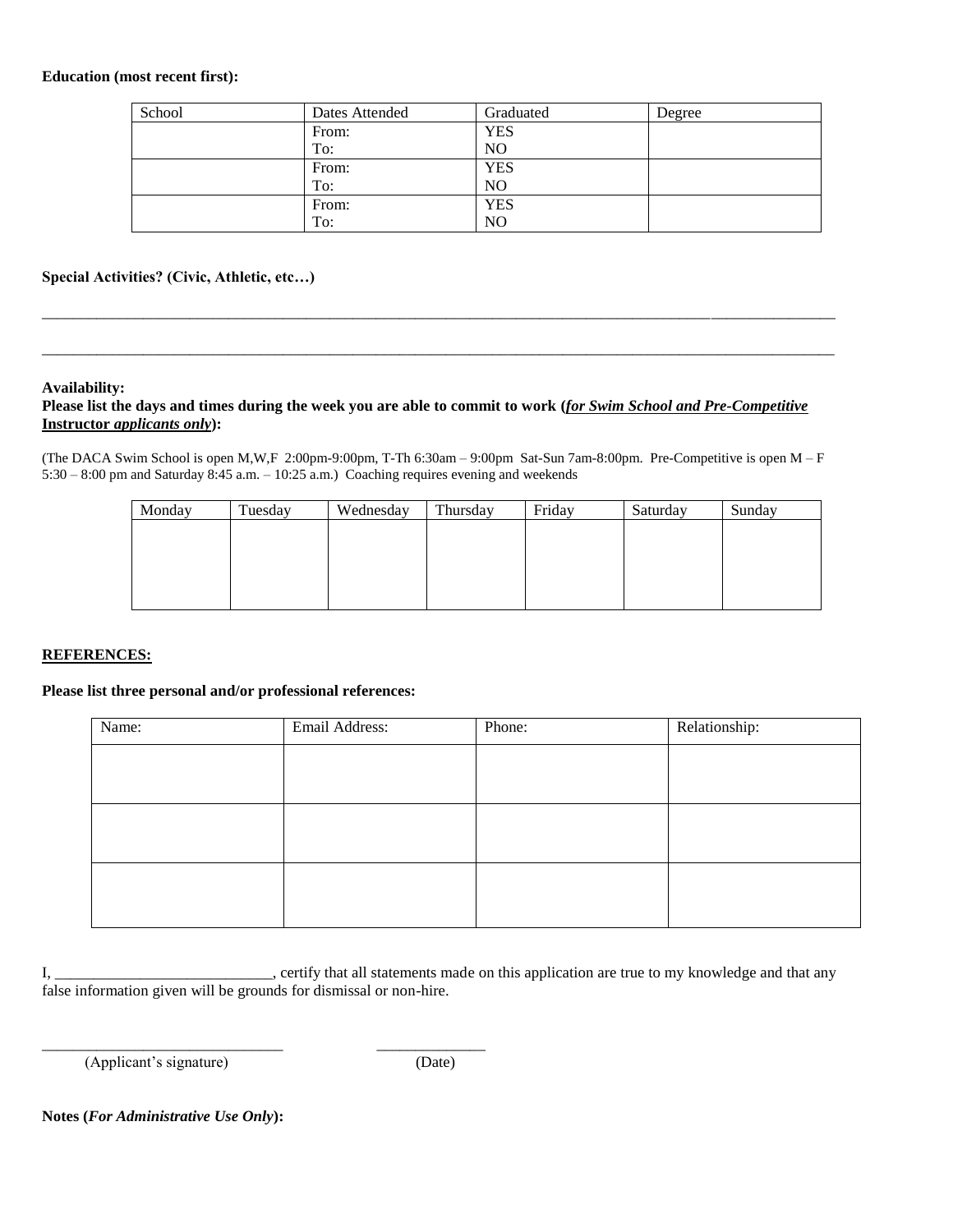**Education (most recent first):**

| School | Dates Attended | Graduated | Degree |
|---|---|---|---|
| | From:<br>To: | YES<br>NO | |
| | From:<br>To: | YES<br>NO | |
| | From:<br>To: | YES<br>NO | |

**Special Activities? (Civic, Athletic, etc…)**

_______________________________________________________________________________________________________

_______________________________________________________________________________________________________

**Availability:**
**Please list the days and times during the week you are able to commit to work (*for Swim School and Pre-Competitive* Instructor *applicants only*):**

(The DACA Swim School is open M,W,F 2:00pm-9:00pm, T-Th 6:30am – 9:00pm Sat-Sun 7am-8:00pm. Pre-Competitive is open M – F 5:30 – 8:00 pm and Saturday 8:45 a.m. – 10:25 a.m.) Coaching requires evening and weekends

| Monday | Tuesday | Wednesday | Thursday | Friday | Saturday | Sunday |
|---|---|---|---|---|---|---|
| | | | | | | |

**REFERENCES:**

**Please list three personal and/or professional references:**

| Name: | Email Address: | Phone: | Relationship: |
|---|---|---|---|
| | | | |
| | | | |
| | | | |

I, ____________________________, certify that all statements made on this application are true to my knowledge and that any false information given will be grounds for dismissal or non-hire.

_______________________________ ______________
(Applicant's signature) (Date)

**Notes (*For Administrative Use Only*):**